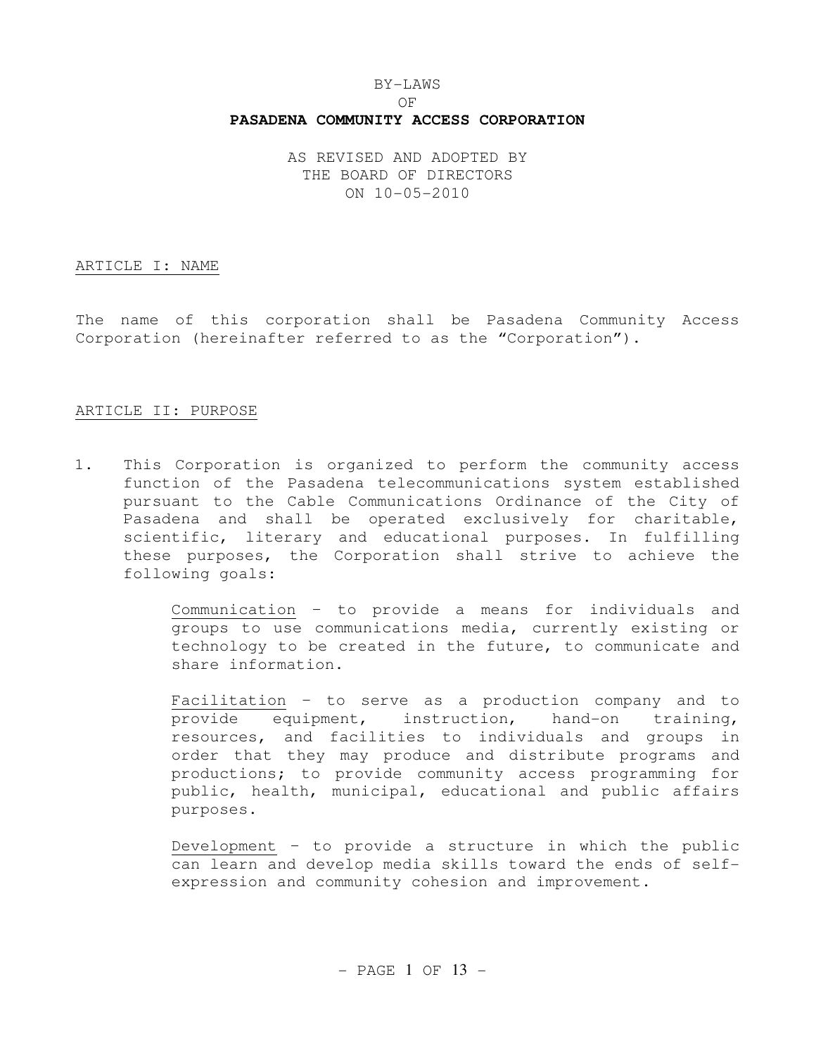# BY-LAWS
# OF
# **PASADENA COMMUNITY ACCESS CORPORATION**

AS REVISED AND ADOPTED BY
THE BOARD OF DIRECTORS
ON 10-05-2010

## ARTICLE I: NAME

The name of this corporation shall be Pasadena Community Access Corporation (hereinafter referred to as the "Corporation").

## ARTICLE II: PURPOSE

1. This Corporation is organized to perform the community access function of the Pasadena telecommunications system established pursuant to the Cable Communications Ordinance of the City of Pasadena and shall be operated exclusively for charitable, scientific, literary and educational purposes. In fulfilling these purposes, the Corporation shall strive to achieve the following goals:

   Communication - to provide a means for individuals and groups to use communications media, currently existing or technology to be created in the future, to communicate and share information.

   Facilitation - to serve as a production company and to provide equipment, instruction, hand-on training, resources, and facilities to individuals and groups in order that they may produce and distribute programs and productions; to provide community access programming for public, health, municipal, educational and public affairs purposes.

   Development - to provide a structure in which the public can learn and develop media skills toward the ends of self-expression and community cohesion and improvement.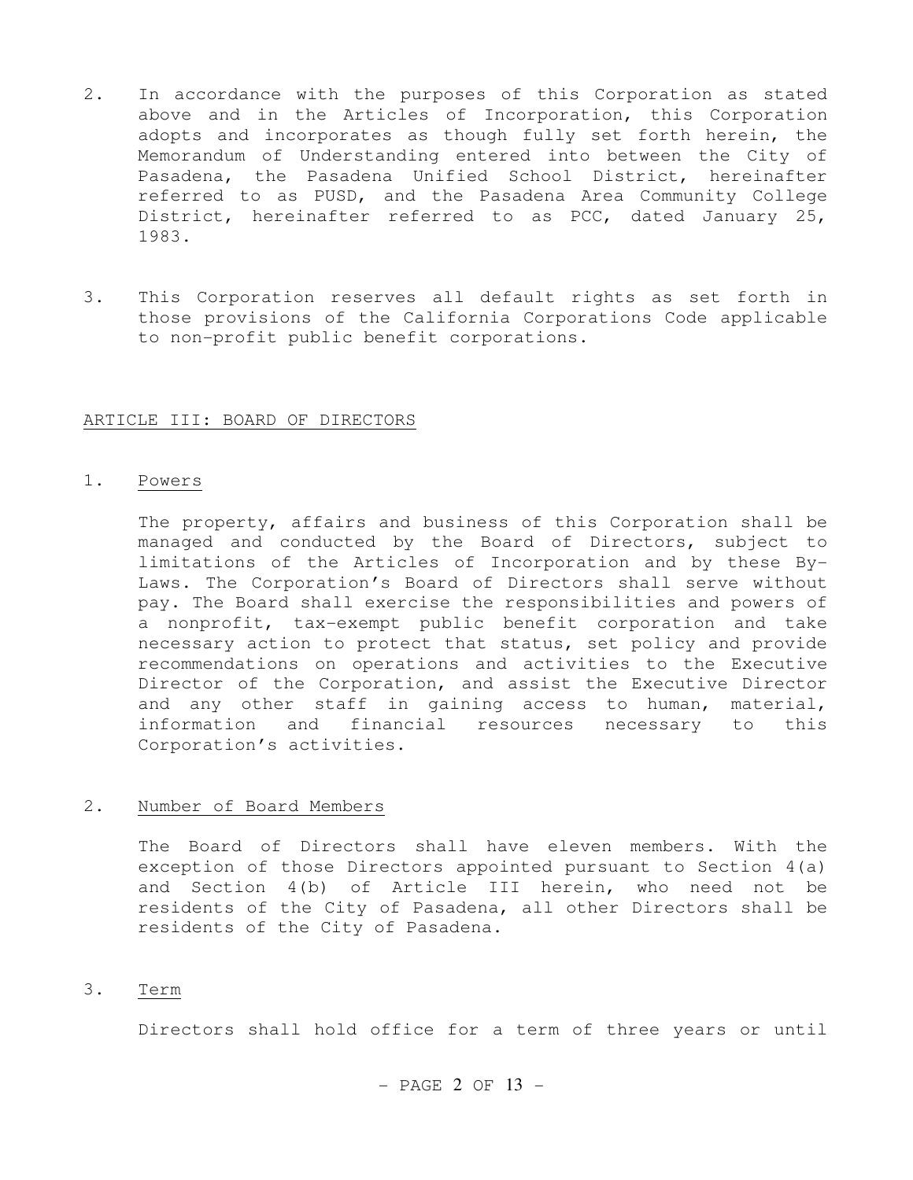2. In accordance with the purposes of this Corporation as stated above and in the Articles of Incorporation, this Corporation adopts and incorporates as though fully set forth herein, the Memorandum of Understanding entered into between the City of Pasadena, the Pasadena Unified School District, hereinafter referred to as PUSD, and the Pasadena Area Community College District, hereinafter referred to as PCC, dated January 25, 1983.

3. This Corporation reserves all default rights as set forth in those provisions of the California Corporations Code applicable to non-profit public benefit corporations.

## ARTICLE III: BOARD OF DIRECTORS

1. Powers

   The property, affairs and business of this Corporation shall be managed and conducted by the Board of Directors, subject to limitations of the Articles of Incorporation and by these By-Laws. The Corporation's Board of Directors shall serve without pay. The Board shall exercise the responsibilities and powers of a nonprofit, tax-exempt public benefit corporation and take necessary action to protect that status, set policy and provide recommendations on operations and activities to the Executive Director of the Corporation, and assist the Executive Director and any other staff in gaining access to human, material, information and financial resources necessary to this Corporation's activities.

2. Number of Board Members

   The Board of Directors shall have eleven members. With the exception of those Directors appointed pursuant to Section 4(a) and Section 4(b) of Article III herein, who need not be residents of the City of Pasadena, all other Directors shall be residents of the City of Pasadena.

3. Term

   Directors shall hold office for a term of three years or until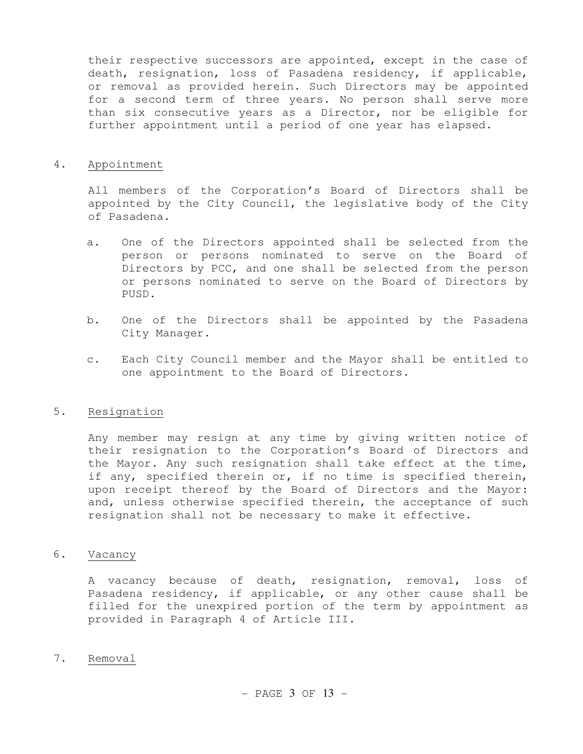their respective successors are appointed, except in the case of death, resignation, loss of Pasadena residency, if applicable, or removal as provided herein. Such Directors may be appointed for a second term of three years. No person shall serve more than six consecutive years as a Director, nor be eligible for further appointment until a period of one year has elapsed.

4. Appointment

All members of the Corporation's Board of Directors shall be appointed by the City Council, the legislative body of the City of Pasadena.

a. One of the Directors appointed shall be selected from the person or persons nominated to serve on the Board of Directors by PCC, and one shall be selected from the person or persons nominated to serve on the Board of Directors by PUSD.

b. One of the Directors shall be appointed by the Pasadena City Manager.

c. Each City Council member and the Mayor shall be entitled to one appointment to the Board of Directors.

5. Resignation

Any member may resign at any time by giving written notice of their resignation to the Corporation's Board of Directors and the Mayor. Any such resignation shall take effect at the time, if any, specified therein or, if no time is specified therein, upon receipt thereof by the Board of Directors and the Mayor: and, unless otherwise specified therein, the acceptance of such resignation shall not be necessary to make it effective.

6. Vacancy

A vacancy because of death, resignation, removal, loss of Pasadena residency, if applicable, or any other cause shall be filled for the unexpired portion of the term by appointment as provided in Paragraph 4 of Article III.

7. Removal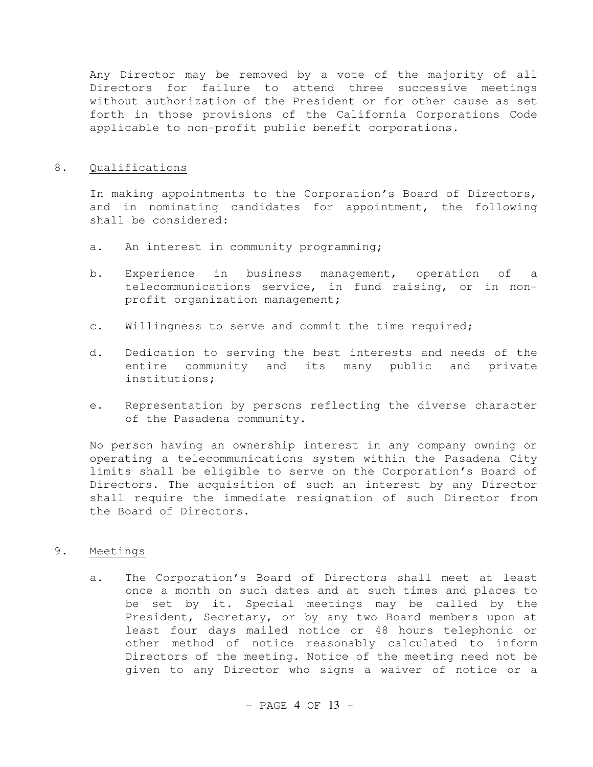Any Director may be removed by a vote of the majority of all Directors for failure to attend three successive meetings without authorization of the President or for other cause as set forth in those provisions of the California Corporations Code applicable to non-profit public benefit corporations.

8. <u>Qualifications</u>

In making appointments to the Corporation's Board of Directors, and in nominating candidates for appointment, the following shall be considered:

a. An interest in community programming;

b. Experience in business management, operation of a telecommunications service, in fund raising, or in non-profit organization management;

c. Willingness to serve and commit the time required;

d. Dedication to serving the best interests and needs of the entire community and its many public and private institutions;

e. Representation by persons reflecting the diverse character of the Pasadena community.

No person having an ownership interest in any company owning or operating a telecommunications system within the Pasadena City limits shall be eligible to serve on the Corporation's Board of Directors. The acquisition of such an interest by any Director shall require the immediate resignation of such Director from the Board of Directors.

9. <u>Meetings</u>

a. The Corporation's Board of Directors shall meet at least once a month on such dates and at such times and places to be set by it. Special meetings may be called by the President, Secretary, or by any two Board members upon at least four days mailed notice or 48 hours telephonic or other method of notice reasonably calculated to inform Directors of the meeting. Notice of the meeting need not be given to any Director who signs a waiver of notice or a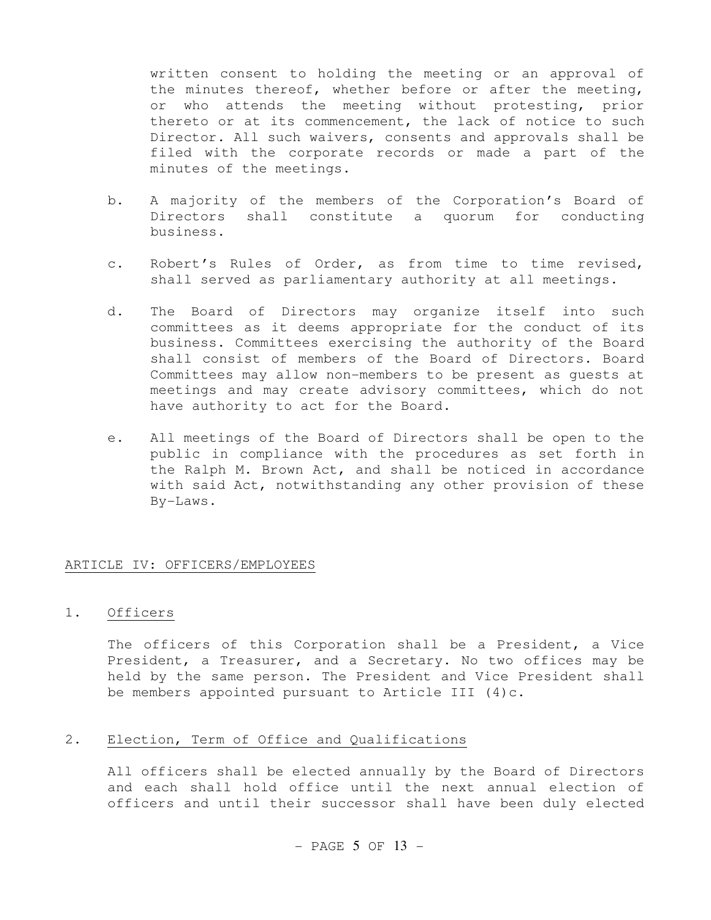written consent to holding the meeting or an approval of the minutes thereof, whether before or after the meeting, or who attends the meeting without protesting, prior thereto or at its commencement, the lack of notice to such Director. All such waivers, consents and approvals shall be filed with the corporate records or made a part of the minutes of the meetings.

b. A majority of the members of the Corporation's Board of Directors shall constitute a quorum for conducting business.

c. Robert's Rules of Order, as from time to time revised, shall served as parliamentary authority at all meetings.

d. The Board of Directors may organize itself into such committees as it deems appropriate for the conduct of its business. Committees exercising the authority of the Board shall consist of members of the Board of Directors. Board Committees may allow non-members to be present as guests at meetings and may create advisory committees, which do not have authority to act for the Board.

e. All meetings of the Board of Directors shall be open to the public in compliance with the procedures as set forth in the Ralph M. Brown Act, and shall be noticed in accordance with said Act, notwithstanding any other provision of these By-Laws.

## ARTICLE IV: OFFICERS/EMPLOYEES

### 1. Officers

The officers of this Corporation shall be a President, a Vice President, a Treasurer, and a Secretary. No two offices may be held by the same person. The President and Vice President shall be members appointed pursuant to Article III (4)c.

### 2. Election, Term of Office and Qualifications

All officers shall be elected annually by the Board of Directors and each shall hold office until the next annual election of officers and until their successor shall have been duly elected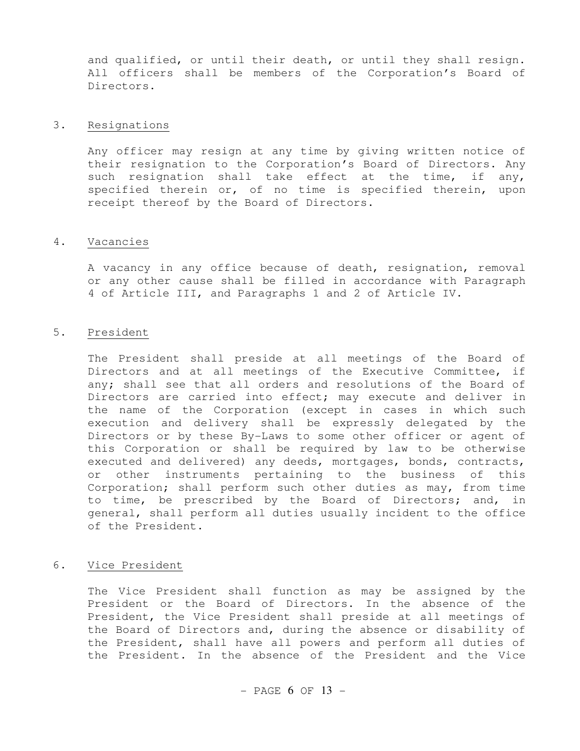and qualified, or until their death, or until they shall resign. All officers shall be members of the Corporation's Board of Directors.

3. Resignations

Any officer may resign at any time by giving written notice of their resignation to the Corporation's Board of Directors. Any such resignation shall take effect at the time, if any, specified therein or, of no time is specified therein, upon receipt thereof by the Board of Directors.

4. Vacancies

A vacancy in any office because of death, resignation, removal or any other cause shall be filled in accordance with Paragraph 4 of Article III, and Paragraphs 1 and 2 of Article IV.

5. President

The President shall preside at all meetings of the Board of Directors and at all meetings of the Executive Committee, if any; shall see that all orders and resolutions of the Board of Directors are carried into effect; may execute and deliver in the name of the Corporation (except in cases in which such execution and delivery shall be expressly delegated by the Directors or by these By-Laws to some other officer or agent of this Corporation or shall be required by law to be otherwise executed and delivered) any deeds, mortgages, bonds, contracts, or other instruments pertaining to the business of this Corporation; shall perform such other duties as may, from time to time, be prescribed by the Board of Directors; and, in general, shall perform all duties usually incident to the office of the President.

6. Vice President

The Vice President shall function as may be assigned by the President or the Board of Directors. In the absence of the President, the Vice President shall preside at all meetings of the Board of Directors and, during the absence or disability of the President, shall have all powers and perform all duties of the President. In the absence of the President and the Vice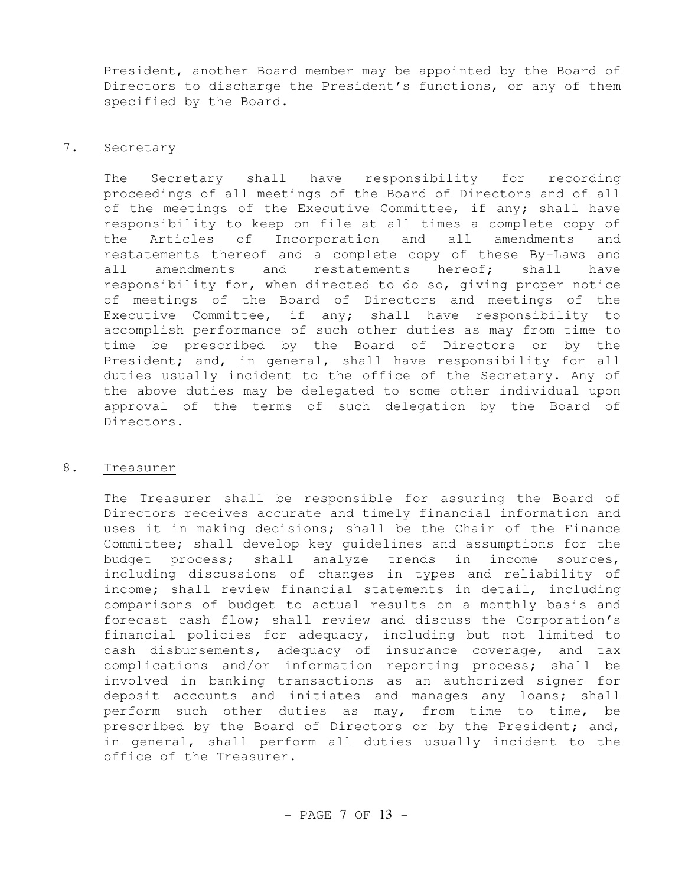President, another Board member may be appointed by the Board of Directors to discharge the President's functions, or any of them specified by the Board.

7. Secretary

The Secretary shall have responsibility for recording proceedings of all meetings of the Board of Directors and of all of the meetings of the Executive Committee, if any; shall have responsibility to keep on file at all times a complete copy of the Articles of Incorporation and all amendments and restatements thereof and a complete copy of these By-Laws and all amendments and restatements hereof; shall have responsibility for, when directed to do so, giving proper notice of meetings of the Board of Directors and meetings of the Executive Committee, if any; shall have responsibility to accomplish performance of such other duties as may from time to time be prescribed by the Board of Directors or by the President; and, in general, shall have responsibility for all duties usually incident to the office of the Secretary. Any of the above duties may be delegated to some other individual upon approval of the terms of such delegation by the Board of Directors.

8. Treasurer

The Treasurer shall be responsible for assuring the Board of Directors receives accurate and timely financial information and uses it in making decisions; shall be the Chair of the Finance Committee; shall develop key guidelines and assumptions for the budget process; shall analyze trends in income sources, including discussions of changes in types and reliability of income; shall review financial statements in detail, including comparisons of budget to actual results on a monthly basis and forecast cash flow; shall review and discuss the Corporation's financial policies for adequacy, including but not limited to cash disbursements, adequacy of insurance coverage, and tax complications and/or information reporting process; shall be involved in banking transactions as an authorized signer for deposit accounts and initiates and manages any loans; shall perform such other duties as may, from time to time, be prescribed by the Board of Directors or by the President; and, in general, shall perform all duties usually incident to the office of the Treasurer.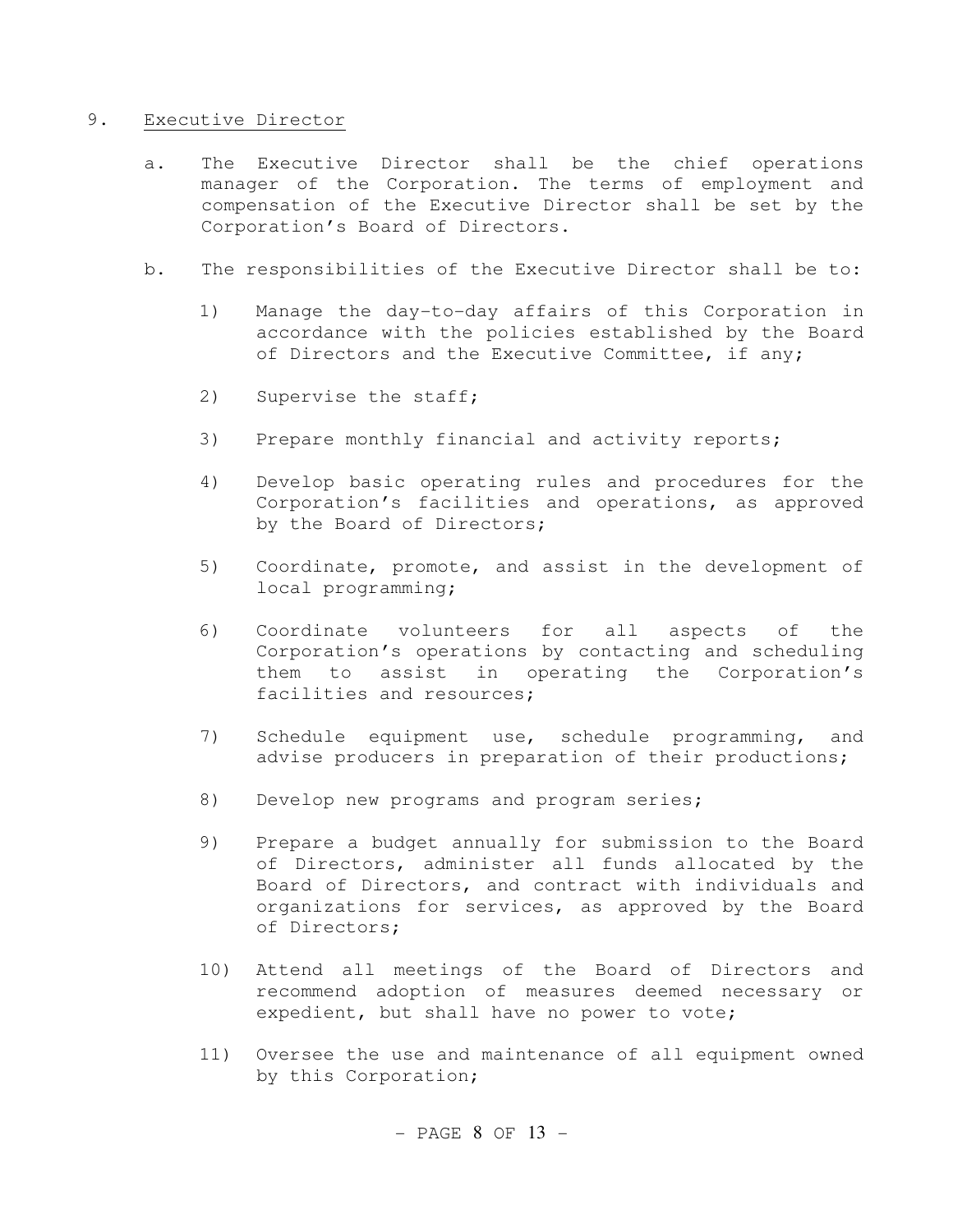9. <u>Executive Director</u>

   a. The Executive Director shall be the chief operations manager of the Corporation. The terms of employment and compensation of the Executive Director shall be set by the Corporation's Board of Directors.

   b. The responsibilities of the Executive Director shall be to:

      1) Manage the day-to-day affairs of this Corporation in accordance with the policies established by the Board of Directors and the Executive Committee, if any;

      2) Supervise the staff;

      3) Prepare monthly financial and activity reports;

      4) Develop basic operating rules and procedures for the Corporation's facilities and operations, as approved by the Board of Directors;

      5) Coordinate, promote, and assist in the development of local programming;

      6) Coordinate volunteers for all aspects of the Corporation's operations by contacting and scheduling them to assist in operating the Corporation's facilities and resources;

      7) Schedule equipment use, schedule programming, and advise producers in preparation of their productions;

      8) Develop new programs and program series;

      9) Prepare a budget annually for submission to the Board of Directors, administer all funds allocated by the Board of Directors, and contract with individuals and organizations for services, as approved by the Board of Directors;

      10) Attend all meetings of the Board of Directors and recommend adoption of measures deemed necessary or expedient, but shall have no power to vote;

      11) Oversee the use and maintenance of all equipment owned by this Corporation;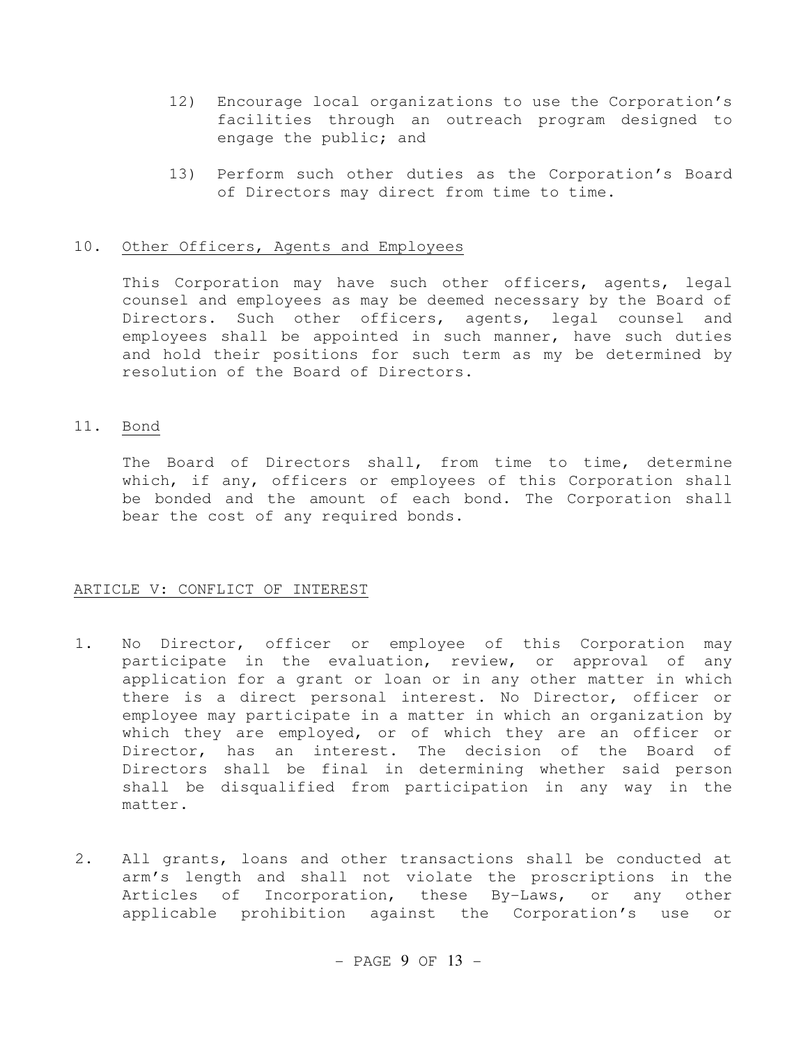12) Encourage local organizations to use the Corporation's facilities through an outreach program designed to engage the public; and

13) Perform such other duties as the Corporation's Board of Directors may direct from time to time.

10. <u>Other Officers, Agents and Employees</u>

This Corporation may have such other officers, agents, legal counsel and employees as may be deemed necessary by the Board of Directors. Such other officers, agents, legal counsel and employees shall be appointed in such manner, have such duties and hold their positions for such term as my be determined by resolution of the Board of Directors.

11. <u>Bond</u>

The Board of Directors shall, from time to time, determine which, if any, officers or employees of this Corporation shall be bonded and the amount of each bond. The Corporation shall bear the cost of any required bonds.

## ARTICLE V: CONFLICT OF INTEREST

1. No Director, officer or employee of this Corporation may participate in the evaluation, review, or approval of any application for a grant or loan or in any other matter in which there is a direct personal interest. No Director, officer or employee may participate in a matter in which an organization by which they are employed, or of which they are an officer or Director, has an interest. The decision of the Board of Directors shall be final in determining whether said person shall be disqualified from participation in any way in the matter.

2. All grants, loans and other transactions shall be conducted at arm's length and shall not violate the proscriptions in the Articles of Incorporation, these By-Laws, or any other applicable prohibition against the Corporation's use or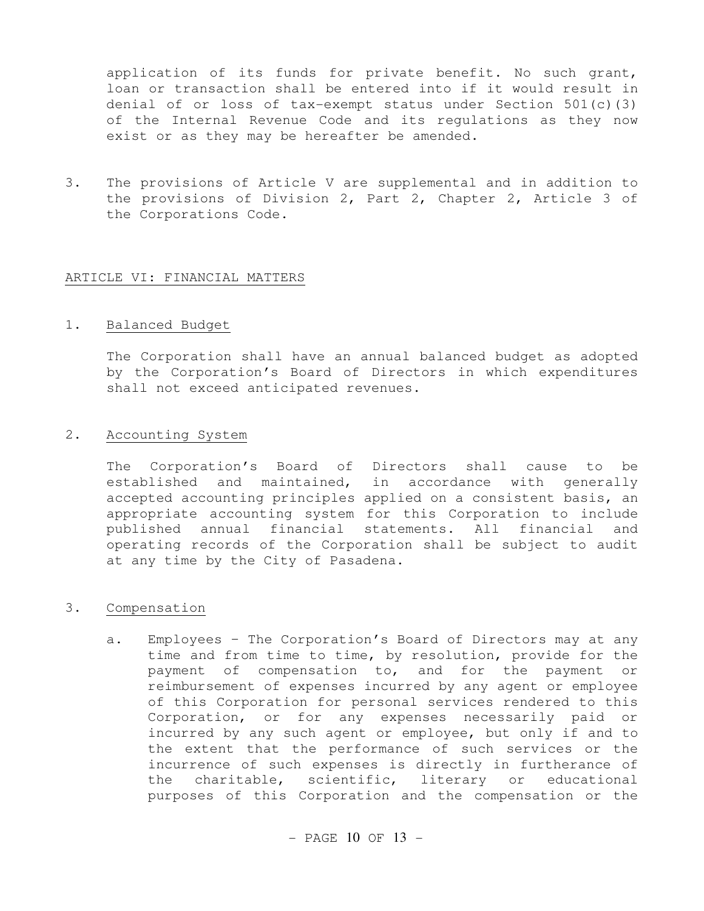application of its funds for private benefit. No such grant, loan or transaction shall be entered into if it would result in denial of or loss of tax-exempt status under Section 501(c)(3) of the Internal Revenue Code and its regulations as they now exist or as they may be hereafter be amended.

3. The provisions of Article V are supplemental and in addition to the provisions of Division 2, Part 2, Chapter 2, Article 3 of the Corporations Code.

## ARTICLE VI: FINANCIAL MATTERS

1. Balanced Budget

   The Corporation shall have an annual balanced budget as adopted by the Corporation's Board of Directors in which expenditures shall not exceed anticipated revenues.

2. Accounting System

   The Corporation's Board of Directors shall cause to be established and maintained, in accordance with generally accepted accounting principles applied on a consistent basis, an appropriate accounting system for this Corporation to include published annual financial statements. All financial and operating records of the Corporation shall be subject to audit at any time by the City of Pasadena.

3. Compensation

   a. Employees – The Corporation's Board of Directors may at any time and from time to time, by resolution, provide for the payment of compensation to, and for the payment or reimbursement of expenses incurred by any agent or employee of this Corporation for personal services rendered to this Corporation, or for any expenses necessarily paid or incurred by any such agent or employee, but only if and to the extent that the performance of such services or the incurrence of such expenses is directly in furtherance of the charitable, scientific, literary or educational purposes of this Corporation and the compensation or the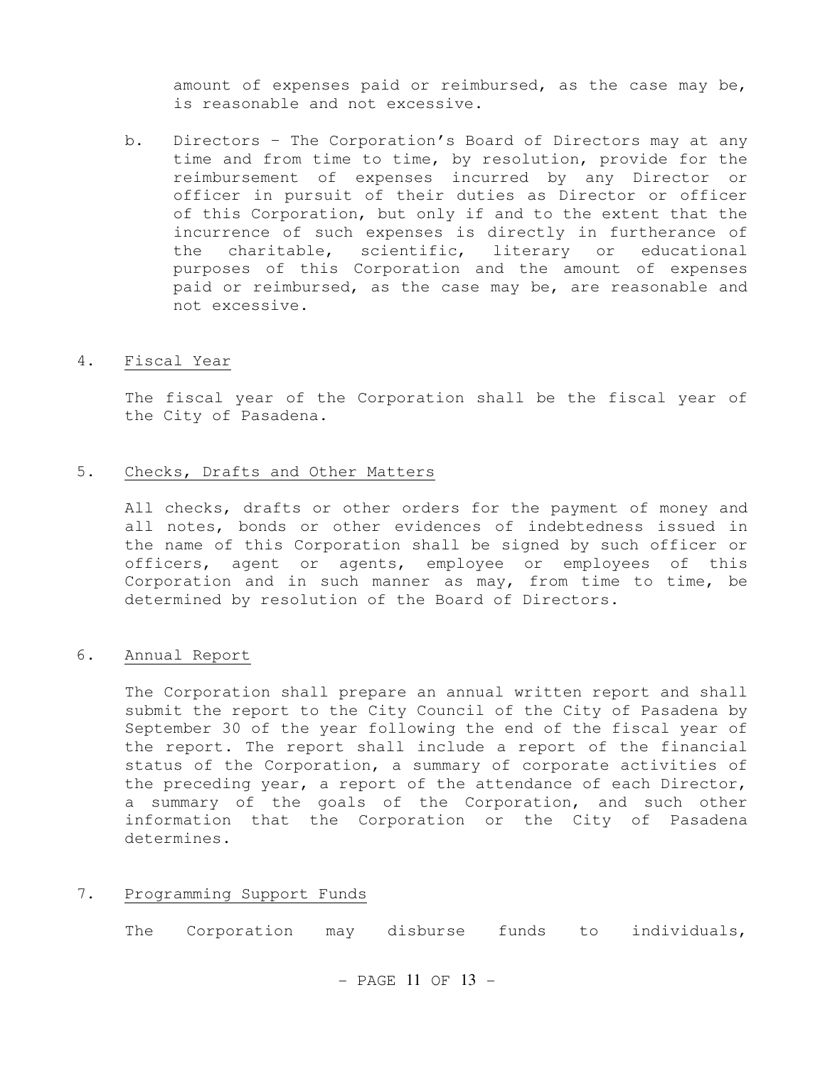amount of expenses paid or reimbursed, as the case may be, is reasonable and not excessive.

b. Directors – The Corporation's Board of Directors may at any time and from time to time, by resolution, provide for the reimbursement of expenses incurred by any Director or officer in pursuit of their duties as Director or officer of this Corporation, but only if and to the extent that the incurrence of such expenses is directly in furtherance of the charitable, scientific, literary or educational purposes of this Corporation and the amount of expenses paid or reimbursed, as the case may be, are reasonable and not excessive.

4. <u>Fiscal Year</u>

The fiscal year of the Corporation shall be the fiscal year of the City of Pasadena.

5. <u>Checks, Drafts and Other Matters</u>

All checks, drafts or other orders for the payment of money and all notes, bonds or other evidences of indebtedness issued in the name of this Corporation shall be signed by such officer or officers, agent or agents, employee or employees of this Corporation and in such manner as may, from time to time, be determined by resolution of the Board of Directors.

6. <u>Annual Report</u>

The Corporation shall prepare an annual written report and shall submit the report to the City Council of the City of Pasadena by September 30 of the year following the end of the fiscal year of the report. The report shall include a report of the financial status of the Corporation, a summary of corporate activities of the preceding year, a report of the attendance of each Director, a summary of the goals of the Corporation, and such other information that the Corporation or the City of Pasadena determines.

7. <u>Programming Support Funds</u>

The Corporation may disburse funds to individuals,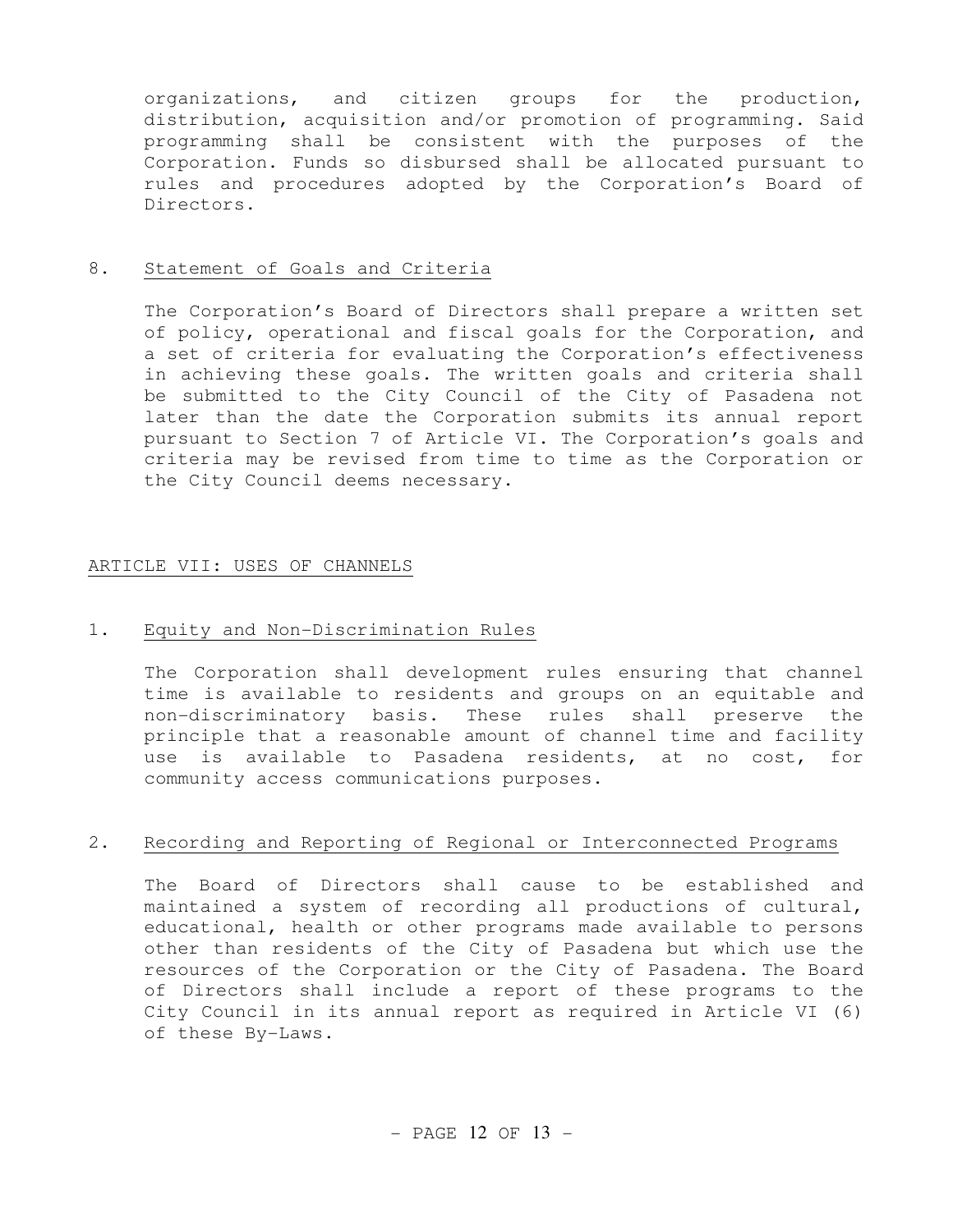organizations, and citizen groups for the production, distribution, acquisition and/or promotion of programming. Said programming shall be consistent with the purposes of the Corporation. Funds so disbursed shall be allocated pursuant to rules and procedures adopted by the Corporation's Board of Directors.

8. Statement of Goals and Criteria

The Corporation's Board of Directors shall prepare a written set of policy, operational and fiscal goals for the Corporation, and a set of criteria for evaluating the Corporation's effectiveness in achieving these goals. The written goals and criteria shall be submitted to the City Council of the City of Pasadena not later than the date the Corporation submits its annual report pursuant to Section 7 of Article VI. The Corporation's goals and criteria may be revised from time to time as the Corporation or the City Council deems necessary.

## ARTICLE VII: USES OF CHANNELS

1. Equity and Non-Discrimination Rules

The Corporation shall development rules ensuring that channel time is available to residents and groups on an equitable and non-discriminatory basis. These rules shall preserve the principle that a reasonable amount of channel time and facility use is available to Pasadena residents, at no cost, for community access communications purposes.

2. Recording and Reporting of Regional or Interconnected Programs

The Board of Directors shall cause to be established and maintained a system of recording all productions of cultural, educational, health or other programs made available to persons other than residents of the City of Pasadena but which use the resources of the Corporation or the City of Pasadena. The Board of Directors shall include a report of these programs to the City Council in its annual report as required in Article VI (6) of these By-Laws.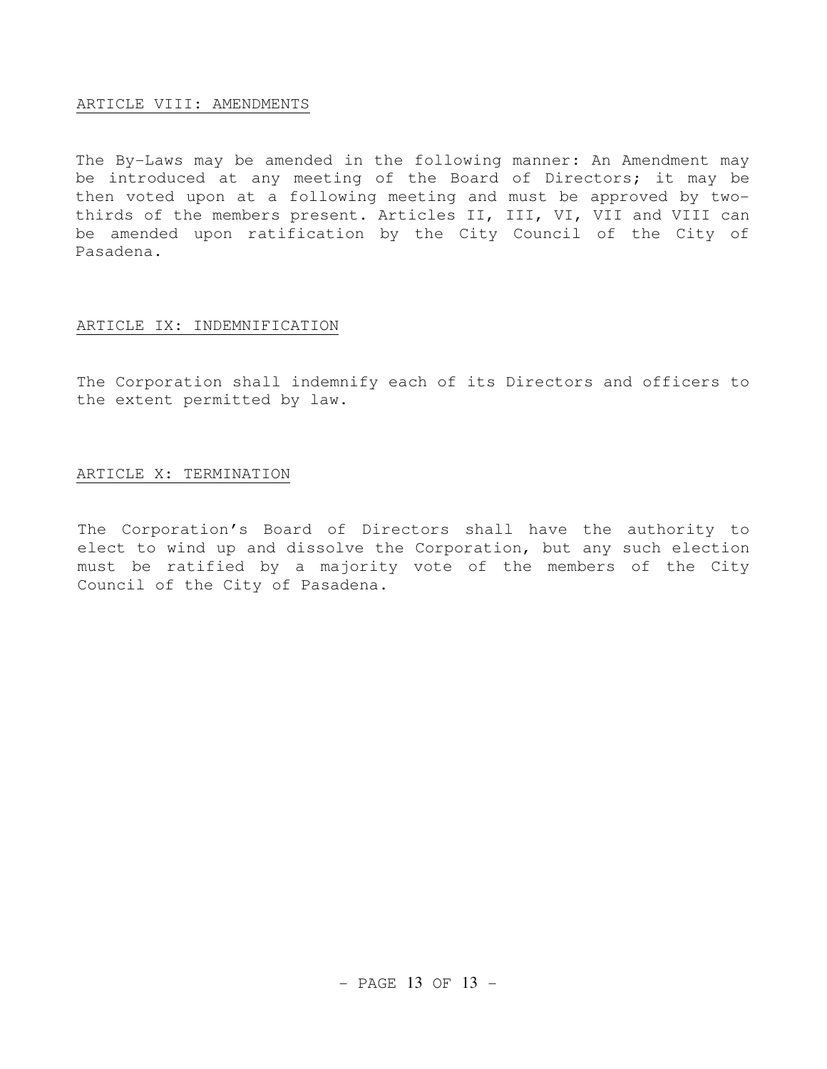## ARTICLE VIII: AMENDMENTS

The By-Laws may be amended in the following manner: An Amendment may be introduced at any meeting of the Board of Directors; it may be then voted upon at a following meeting and must be approved by two-thirds of the members present. Articles II, III, VI, VII and VIII can be amended upon ratification by the City Council of the City of Pasadena.

## ARTICLE IX: INDEMNIFICATION

The Corporation shall indemnify each of its Directors and officers to the extent permitted by law.

## ARTICLE X: TERMINATION

The Corporation's Board of Directors shall have the authority to elect to wind up and dissolve the Corporation, but any such election must be ratified by a majority vote of the members of the City Council of the City of Pasadena.